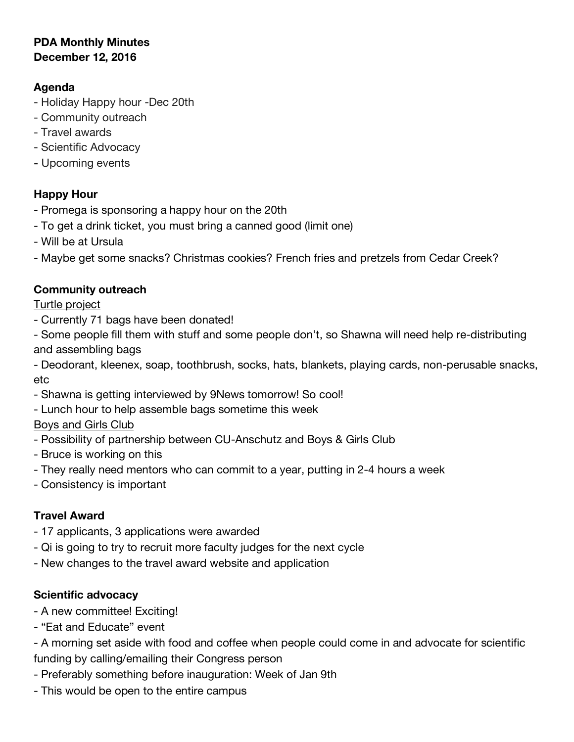**PDA Monthly Minutes**
**December 12, 2016**

**Agenda**

- Holiday Happy hour -Dec 20th
- Community outreach
- Travel awards
- Scientific Advocacy
- Upcoming events

**Happy Hour**

- Promega is sponsoring a happy hour on the 20th
- To get a drink ticket, you must bring a canned good (limit one)
- Will be at Ursula
- Maybe get some snacks? Christmas cookies? French fries and pretzels from Cedar Creek?

**Community outreach**

<u>Turtle project</u>

- Currently 71 bags have been donated!
- Some people fill them with stuff and some people don't, so Shawna will need help re-distributing and assembling bags
- Deodorant, kleenex, soap, toothbrush, socks, hats, blankets, playing cards, non-perusable snacks, etc
- Shawna is getting interviewed by 9News tomorrow! So cool!
- Lunch hour to help assemble bags sometime this week

<u>Boys and Girls Club</u>

- Possibility of partnership between CU-Anschutz and Boys & Girls Club
- Bruce is working on this
- They really need mentors who can commit to a year, putting in 2-4 hours a week
- Consistency is important

**Travel Award**

- 17 applicants, 3 applications were awarded
- Qi is going to try to recruit more faculty judges for the next cycle
- New changes to the travel award website and application

**Scientific advocacy**

- A new committee! Exciting!
- "Eat and Educate" event
- A morning set aside with food and coffee when people could come in and advocate for scientific funding by calling/emailing their Congress person
- Preferably something before inauguration: Week of Jan 9th
- This would be open to the entire campus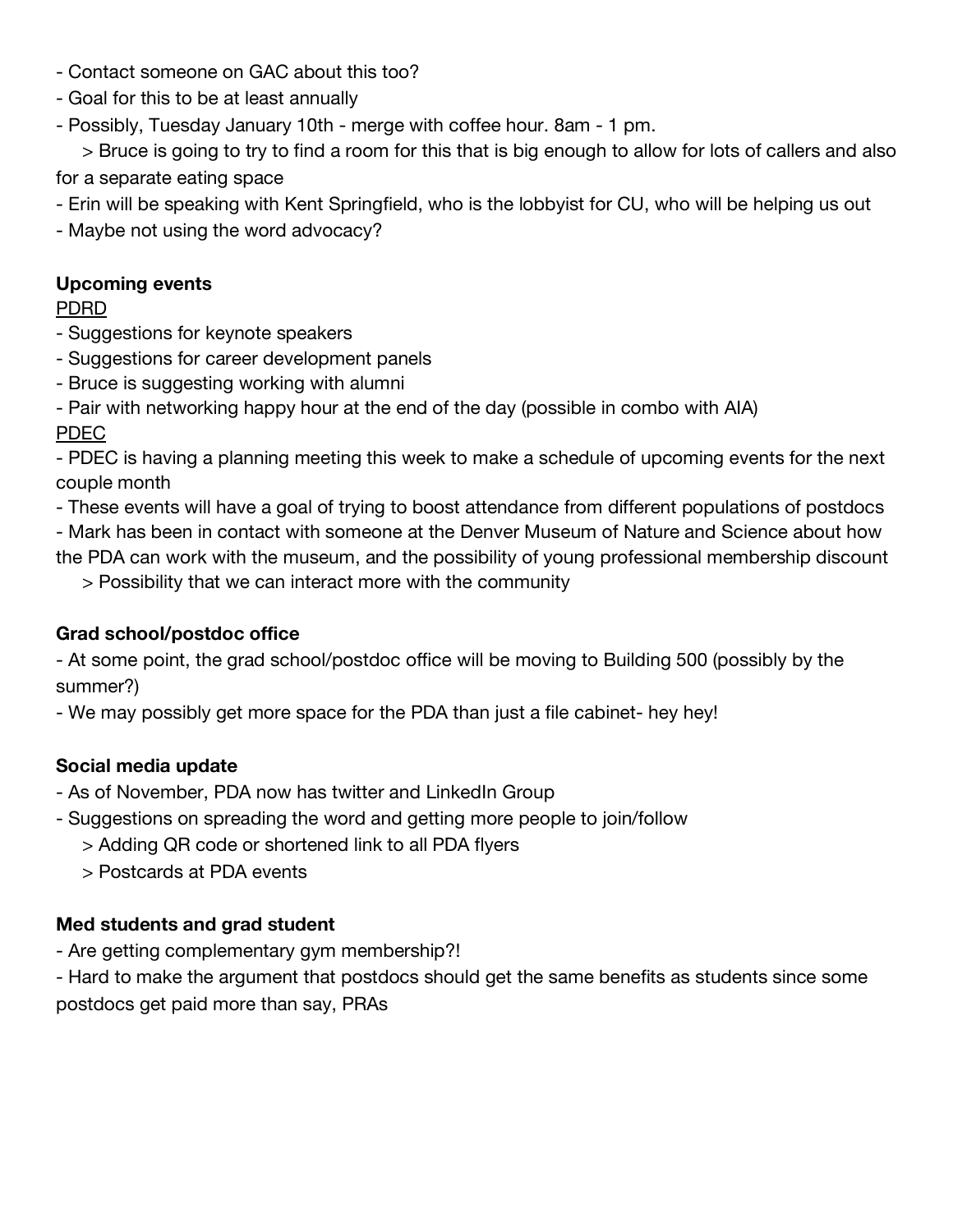- Contact someone on GAC about this too?
- Goal for this to be at least annually
- Possibly, Tuesday January 10th - merge with coffee hour. 8am - 1 pm.
    > Bruce is going to try to find a room for this that is big enough to allow for lots of callers and also for a separate eating space
- Erin will be speaking with Kent Springfield, who is the lobbyist for CU, who will be helping us out
- Maybe not using the word advocacy?

**Upcoming events**

<u>PDRD</u>

- Suggestions for keynote speakers
- Suggestions for career development panels
- Bruce is suggesting working with alumni
- Pair with networking happy hour at the end of the day (possible in combo with AIA)

<u>PDEC</u>

- PDEC is having a planning meeting this week to make a schedule of upcoming events for the next couple month
- These events will have a goal of trying to boost attendance from different populations of postdocs
- Mark has been in contact with someone at the Denver Museum of Nature and Science about how the PDA can work with the museum, and the possibility of young professional membership discount
    > Possibility that we can interact more with the community

**Grad school/postdoc office**

- At some point, the grad school/postdoc office will be moving to Building 500 (possibly by the summer?)
- We may possibly get more space for the PDA than just a file cabinet- hey hey!

**Social media update**

- As of November, PDA now has twitter and LinkedIn Group
- Suggestions on spreading the word and getting more people to join/follow
    > Adding QR code or shortened link to all PDA flyers
    > Postcards at PDA events

**Med students and grad student**

- Are getting complementary gym membership?!
- Hard to make the argument that postdocs should get the same benefits as students since some postdocs get paid more than say, PRAs